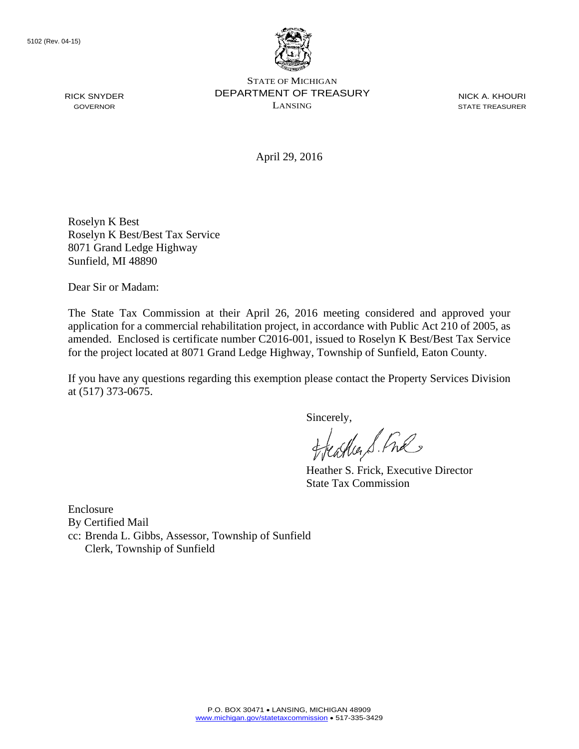5102 (Rev. 04-15)

STATE OF MICHIGAN
DEPARTMENT OF TREASURY
LANSING

RICK SNYDER
GOVERNOR

NICK A. KHOURI
STATE TREASURER

April 29, 2016

Roselyn K Best
Roselyn K Best/Best Tax Service
8071 Grand Ledge Highway
Sunfield, MI 48890

Dear Sir or Madam:

The State Tax Commission at their April 26, 2016 meeting considered and approved your application for a commercial rehabilitation project, in accordance with Public Act 210 of 2005, as amended. Enclosed is certificate number C2016-001, issued to Roselyn K Best/Best Tax Service for the project located at 8071 Grand Ledge Highway, Township of Sunfield, Eaton County.

If you have any questions regarding this exemption please contact the Property Services Division at (517) 373-0675.

Sincerely,

Heather S. Frick, Executive Director
State Tax Commission

Enclosure
By Certified Mail
cc: Brenda L. Gibbs, Assessor, Township of Sunfield
Clerk, Township of Sunfield

P.O. BOX 30471 • LANSING, MICHIGAN 48909
www.michigan.gov/statetaxcommission • 517-335-3429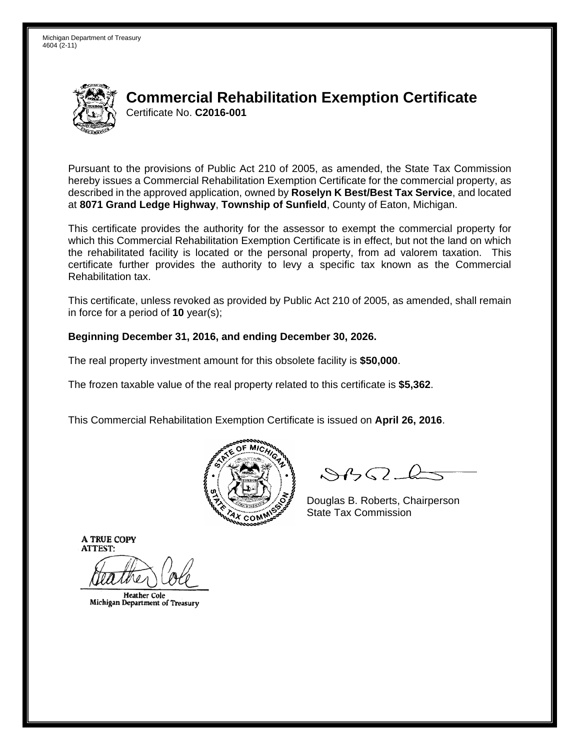Michigan Department of Treasury
4604 (2-11)

# Commercial Rehabilitation Exemption Certificate

Certificate No. **C2016-001**

Pursuant to the provisions of Public Act 210 of 2005, as amended, the State Tax Commission hereby issues a Commercial Rehabilitation Exemption Certificate for the commercial property, as described in the approved application, owned by **Roselyn K Best/Best Tax Service**, and located at **8071 Grand Ledge Highway**, **Township of Sunfield**, County of Eaton, Michigan.

This certificate provides the authority for the assessor to exempt the commercial property for which this Commercial Rehabilitation Exemption Certificate is in effect, but not the land on which the rehabilitated facility is located or the personal property, from ad valorem taxation. This certificate further provides the authority to levy a specific tax known as the Commercial Rehabilitation tax.

This certificate, unless revoked as provided by Public Act 210 of 2005, as amended, shall remain in force for a period of **10** year(s);

**Beginning December 31, 2016, and ending December 30, 2026.**

The real property investment amount for this obsolete facility is **$50,000**.

The frozen taxable value of the real property related to this certificate is **$5,362**.

This Commercial Rehabilitation Exemption Certificate is issued on **April 26, 2016**.

Douglas B. Roberts, Chairperson
State Tax Commission

A TRUE COPY
ATTEST:

Heather Cole
Michigan Department of Treasury